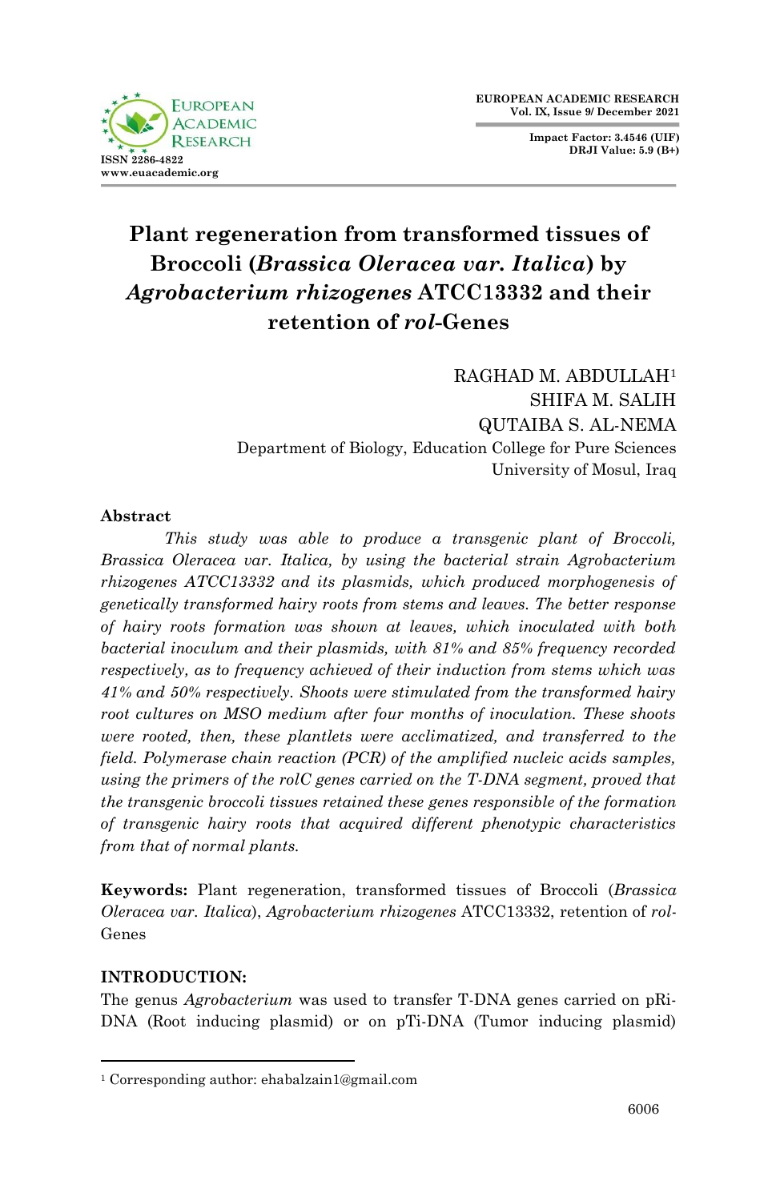# Plant regeneration from transformed tissues of Broccoli (*Brassica Oleracea var. Italica*) by *Agrobacterium rhizogenes* ATCC13332 and their retention of *rol*-Genes

RAGHAD M. ABDULLAH[1]
SHIFA M. SALIH
QUTAIBA S. AL-NEMA
Department of Biology, Education College for Pure Sciences
University of Mosul, Iraq

## Abstract

*This study was able to produce a transgenic plant of Broccoli, Brassica Oleracea var. Italica, by using the bacterial strain Agrobacterium rhizogenes ATCC13332 and its plasmids, which produced morphogenesis of genetically transformed hairy roots from stems and leaves. The better response of hairy roots formation was shown at leaves, which inoculated with both bacterial inoculum and their plasmids, with 81% and 85% frequency recorded respectively, as to frequency achieved of their induction from stems which was 41% and 50% respectively. Shoots were stimulated from the transformed hairy root cultures on MSO medium after four months of inoculation. These shoots were rooted, then, these plantlets were acclimatized, and transferred to the field. Polymerase chain reaction (PCR) of the amplified nucleic acids samples, using the primers of the rolC genes carried on the T-DNA segment, proved that the transgenic broccoli tissues retained these genes responsible of the formation of transgenic hairy roots that acquired different phenotypic characteristics from that of normal plants.*

**Keywords:** Plant regeneration, transformed tissues of Broccoli (*Brassica Oleracea var. Italica*), *Agrobacterium rhizogenes* ATCC13332, retention of *rol*-Genes

## INTRODUCTION:

The genus *Agrobacterium* was used to transfer T-DNA genes carried on pRi-DNA (Root inducing plasmid) or on pTi-DNA (Tumor inducing plasmid)

[1] Corresponding author: ehabalzain1@gmail.com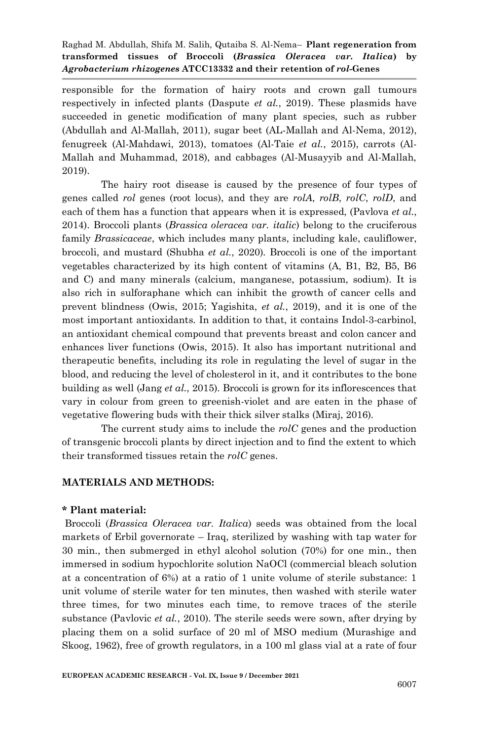responsible for the formation of hairy roots and crown gall tumours respectively in infected plants (Daspute *et al.*, 2019). These plasmids have succeeded in genetic modification of many plant species, such as rubber (Abdullah and Al-Mallah, 2011), sugar beet (AL-Mallah and Al-Nema, 2012), fenugreek (Al-Mahdawi, 2013), tomatoes (Al-Taie *et al.*, 2015), carrots (Al-Mallah and Muhammad, 2018), and cabbages (Al-Musayyib and Al-Mallah, 2019).

The hairy root disease is caused by the presence of four types of genes called *rol* genes (root locus), and they are *rolA*, *rolB*, *rolC*, *rolD*, and each of them has a function that appears when it is expressed, (Pavlova *et al.*, 2014). Broccoli plants (*Brassica oleracea var. italic*) belong to the cruciferous family *Brassicaceae*, which includes many plants, including kale, cauliflower, broccoli, and mustard (Shubha *et al.*, 2020). Broccoli is one of the important vegetables characterized by its high content of vitamins (A, B1, B2, B5, B6 and C) and many minerals (calcium, manganese, potassium, sodium). It is also rich in sulforaphane which can inhibit the growth of cancer cells and prevent blindness (Owis, 2015; Yagishita, *et al.*, 2019), and it is one of the most important antioxidants. In addition to that, it contains Indol-3-carbinol, an antioxidant chemical compound that prevents breast and colon cancer and enhances liver functions (Owis, 2015). It also has important nutritional and therapeutic benefits, including its role in regulating the level of sugar in the blood, and reducing the level of cholesterol in it, and it contributes to the bone building as well (Jang *et al.*, 2015). Broccoli is grown for its inflorescences that vary in colour from green to greenish-violet and are eaten in the phase of vegetative flowering buds with their thick silver stalks (Miraj, 2016).

The current study aims to include the *rolC* genes and the production of transgenic broccoli plants by direct injection and to find the extent to which their transformed tissues retain the *rolC* genes.

## MATERIALS AND METHODS:

### * Plant material:

Broccoli (*Brassica Oleracea var. Italica*) seeds was obtained from the local markets of Erbil governorate – Iraq, sterilized by washing with tap water for 30 min., then submerged in ethyl alcohol solution (70%) for one min., then immersed in sodium hypochlorite solution NaOCl (commercial bleach solution at a concentration of 6%) at a ratio of 1 unite volume of sterile substance: 1 unit volume of sterile water for ten minutes, then washed with sterile water three times, for two minutes each time, to remove traces of the sterile substance (Pavlovic *et al.*, 2010). The sterile seeds were sown, after drying by placing them on a solid surface of 20 ml of MSO medium (Murashige and Skoog, 1962), free of growth regulators, in a 100 ml glass vial at a rate of four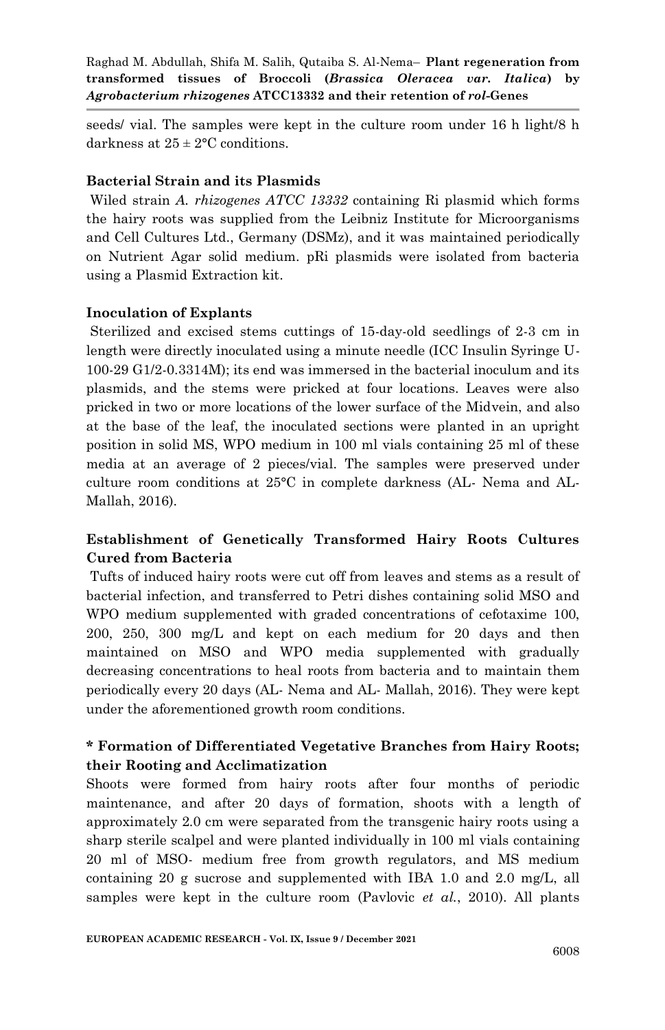seeds/ vial. The samples were kept in the culture room under 16 h light/8 h darkness at 25 ± 2°C conditions.

**Bacterial Strain and its Plasmids**

Wiled strain *A. rhizogenes ATCC 13332* containing Ri plasmid which forms the hairy roots was supplied from the Leibniz Institute for Microorganisms and Cell Cultures Ltd., Germany (DSMz), and it was maintained periodically on Nutrient Agar solid medium. pRi plasmids were isolated from bacteria using a Plasmid Extraction kit.

**Inoculation of Explants**

Sterilized and excised stems cuttings of 15-day-old seedlings of 2-3 cm in length were directly inoculated using a minute needle (ICC Insulin Syringe U-100-29 G1/2-0.3314M); its end was immersed in the bacterial inoculum and its plasmids, and the stems were pricked at four locations. Leaves were also pricked in two or more locations of the lower surface of the Midvein, and also at the base of the leaf, the inoculated sections were planted in an upright position in solid MS, WPO medium in 100 ml vials containing 25 ml of these media at an average of 2 pieces/vial. The samples were preserved under culture room conditions at 25°C in complete darkness (AL- Nema and AL-Mallah, 2016).

**Establishment of Genetically Transformed Hairy Roots Cultures Cured from Bacteria**

Tufts of induced hairy roots were cut off from leaves and stems as a result of bacterial infection, and transferred to Petri dishes containing solid MSO and WPO medium supplemented with graded concentrations of cefotaxime 100, 200, 250, 300 mg/L and kept on each medium for 20 days and then maintained on MSO and WPO media supplemented with gradually decreasing concentrations to heal roots from bacteria and to maintain them periodically every 20 days (AL- Nema and AL- Mallah, 2016). They were kept under the aforementioned growth room conditions.

**\* Formation of Differentiated Vegetative Branches from Hairy Roots; their Rooting and Acclimatization**

Shoots were formed from hairy roots after four months of periodic maintenance, and after 20 days of formation, shoots with a length of approximately 2.0 cm were separated from the transgenic hairy roots using a sharp sterile scalpel and were planted individually in 100 ml vials containing 20 ml of MSO- medium free from growth regulators, and MS medium containing 20 g sucrose and supplemented with IBA 1.0 and 2.0 mg/L, all samples were kept in the culture room (Pavlovic *et al.*, 2010). All plants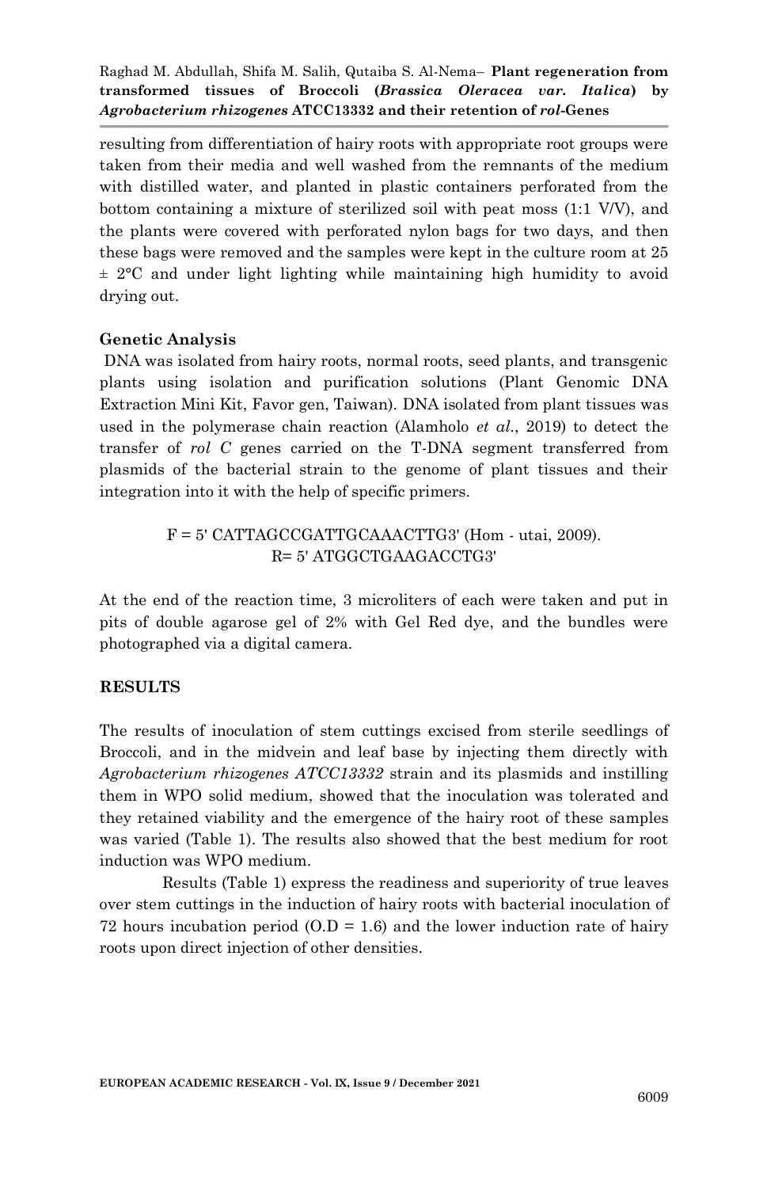resulting from differentiation of hairy roots with appropriate root groups were taken from their media and well washed from the remnants of the medium with distilled water, and planted in plastic containers perforated from the bottom containing a mixture of sterilized soil with peat moss (1:1 V/V), and the plants were covered with perforated nylon bags for two days, and then these bags were removed and the samples were kept in the culture room at 25 ± 2°C and under light lighting while maintaining high humidity to avoid drying out.

### Genetic Analysis

DNA was isolated from hairy roots, normal roots, seed plants, and transgenic plants using isolation and purification solutions (Plant Genomic DNA Extraction Mini Kit, Favor gen, Taiwan). DNA isolated from plant tissues was used in the polymerase chain reaction (Alamholo *et al.*, 2019) to detect the transfer of *rol C* genes carried on the T-DNA segment transferred from plasmids of the bacterial strain to the genome of plant tissues and their integration into it with the help of specific primers.

F = 5' CATTAGCCGATTGCAAACTTG3' (Hom - utai, 2009).
R= 5' ATGGCTGAAGACCTG3'

At the end of the reaction time, 3 microliters of each were taken and put in pits of double agarose gel of 2% with Gel Red dye, and the bundles were photographed via a digital camera.

## RESULTS

The results of inoculation of stem cuttings excised from sterile seedlings of Broccoli, and in the midvein and leaf base by injecting them directly with *Agrobacterium rhizogenes ATCC13332* strain and its plasmids and instilling them in WPO solid medium, showed that the inoculation was tolerated and they retained viability and the emergence of the hairy root of these samples was varied (Table 1). The results also showed that the best medium for root induction was WPO medium.

Results (Table 1) express the readiness and superiority of true leaves over stem cuttings in the induction of hairy roots with bacterial inoculation of 72 hours incubation period (O.D = 1.6) and the lower induction rate of hairy roots upon direct injection of other densities.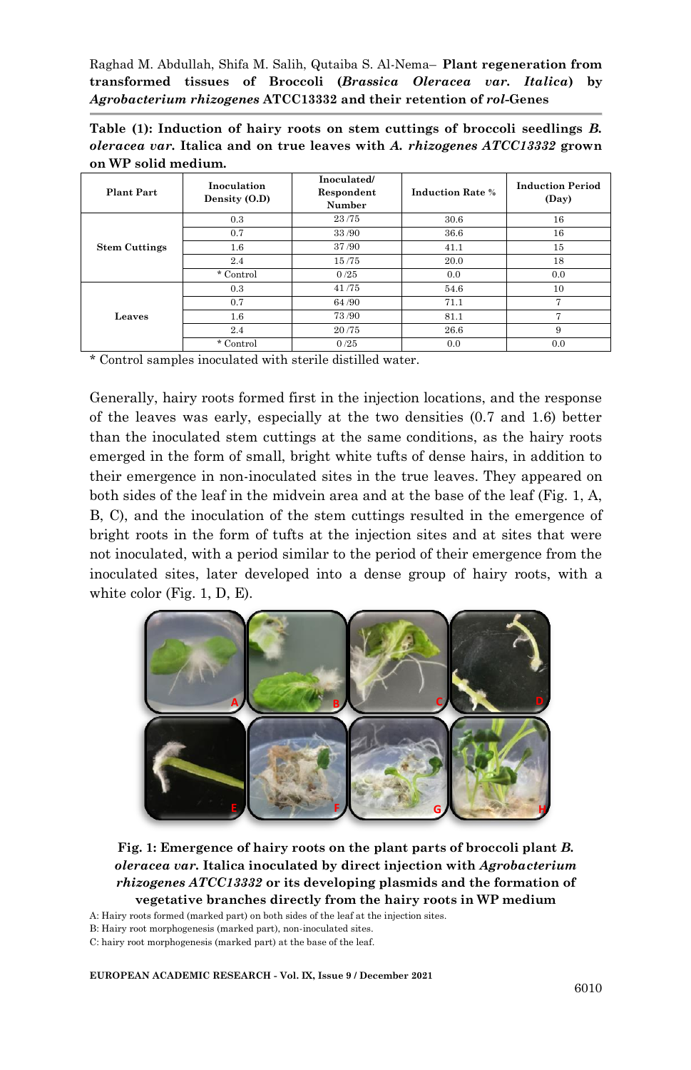**Table (1): Induction of hairy roots on stem cuttings of broccoli seedlings *B. oleracea var.* Italica and on true leaves with *A. rhizogenes ATCC13332* grown on WP solid medium.**

| Plant Part | Inoculation Density (O.D) | Inoculated/ Respondent Number | Induction Rate % | Induction Period (Day) |
|---|---|---|---|---|
| Stem Cuttings | 0.3 | 23 /75 | 30.6 | 16 |
| | 0.7 | 33 /90 | 36.6 | 16 |
| | 1.6 | 37 /90 | 41.1 | 15 |
| | 2.4 | 15 /75 | 20.0 | 18 |
| | * Control | 0 /25 | 0.0 | 0.0 |
| Leaves | 0.3 | 41 /75 | 54.6 | 10 |
| | 0.7 | 64 /90 | 71.1 | 7 |
| | 1.6 | 73 /90 | 81.1 | 7 |
| | 2.4 | 20 /75 | 26.6 | 9 |
| | * Control | 0 /25 | 0.0 | 0.0 |

* Control samples inoculated with sterile distilled water.

Generally, hairy roots formed first in the injection locations, and the response of the leaves was early, especially at the two densities (0.7 and 1.6) better than the inoculated stem cuttings at the same conditions, as the hairy roots emerged in the form of small, bright white tufts of dense hairs, in addition to their emergence in non-inoculated sites in the true leaves. They appeared on both sides of the leaf in the midvein area and at the base of the leaf (Fig. 1, A, B, C), and the inoculation of the stem cuttings resulted in the emergence of bright roots in the form of tufts at the injection sites and at sites that were not inoculated, with a period similar to the period of their emergence from the inoculated sites, later developed into a dense group of hairy roots, with a white color (Fig. 1, D, E).

**Fig. 1: Emergence of hairy roots on the plant parts of broccoli plant *B. oleracea var.* Italica inoculated by direct injection with *Agrobacterium rhizogenes ATCC13332* or its developing plasmids and the formation of vegetative branches directly from the hairy roots in WP medium**

A: Hairy roots formed (marked part) on both sides of the leaf at the injection sites.

B: Hairy root morphogenesis (marked part), non-inoculated sites.

C: hairy root morphogenesis (marked part) at the base of the leaf.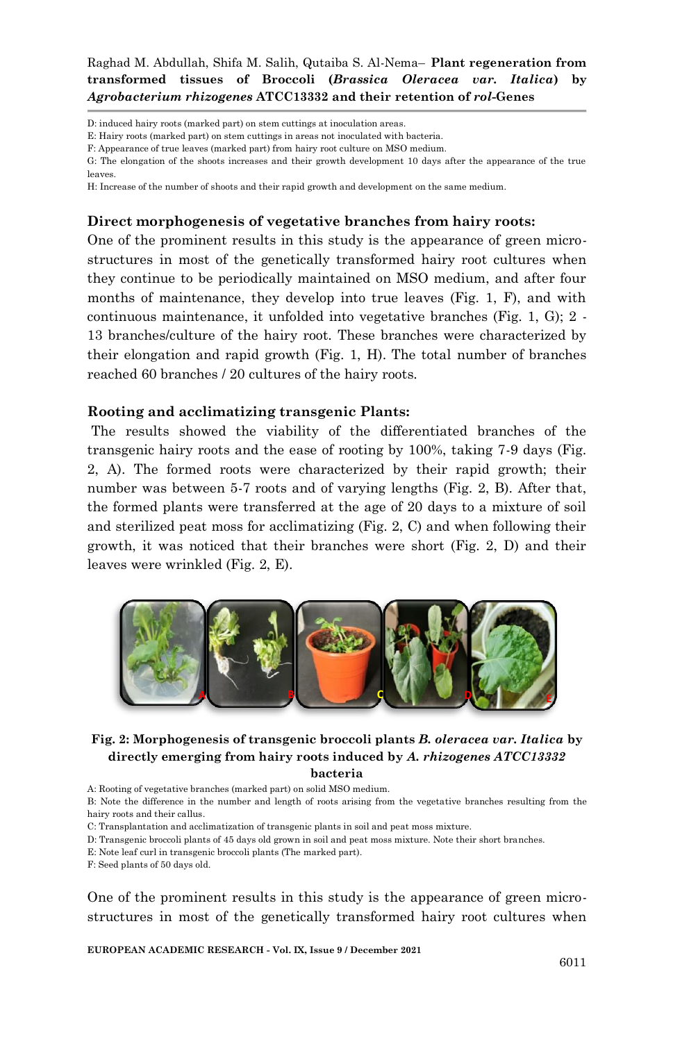D: induced hairy roots (marked part) on stem cuttings at inoculation areas.
E: Hairy roots (marked part) on stem cuttings in areas not inoculated with bacteria.
F: Appearance of true leaves (marked part) from hairy root culture on MSO medium.
G: The elongation of the shoots increases and their growth development 10 days after the appearance of the true leaves.
H: Increase of the number of shoots and their rapid growth and development on the same medium.

## Direct morphogenesis of vegetative branches from hairy roots:

One of the prominent results in this study is the appearance of green micro-structures in most of the genetically transformed hairy root cultures when they continue to be periodically maintained on MSO medium, and after four months of maintenance, they develop into true leaves (Fig. 1, F), and with continuous maintenance, it unfolded into vegetative branches (Fig. 1, G); 2 - 13 branches/culture of the hairy root. These branches were characterized by their elongation and rapid growth (Fig. 1, H). The total number of branches reached 60 branches / 20 cultures of the hairy roots.

## Rooting and acclimatizing transgenic Plants:

The results showed the viability of the differentiated branches of the transgenic hairy roots and the ease of rooting by 100%, taking 7-9 days (Fig. 2, A). The formed roots were characterized by their rapid growth; their number was between 5-7 roots and of varying lengths (Fig. 2, B). After that, the formed plants were transferred at the age of 20 days to a mixture of soil and sterilized peat moss for acclimatizing (Fig. 2, C) and when following their growth, it was noticed that their branches were short (Fig. 2, D) and their leaves were wrinkled (Fig. 2, E).

**Fig. 2: Morphogenesis of transgenic broccoli plants *B. oleracea var. Italica* by directly emerging from hairy roots induced by *A. rhizogenes ATCC13332* bacteria**

A: Rooting of vegetative branches (marked part) on solid MSO medium.
B: Note the difference in the number and length of roots arising from the vegetative branches resulting from the hairy roots and their callus.
C: Transplantation and acclimatization of transgenic plants in soil and peat moss mixture.
D: Transgenic broccoli plants of 45 days old grown in soil and peat moss mixture. Note their short branches.
E: Note leaf curl in transgenic broccoli plants (The marked part).
F: Seed plants of 50 days old.

One of the prominent results in this study is the appearance of green micro-structures in most of the genetically transformed hairy root cultures when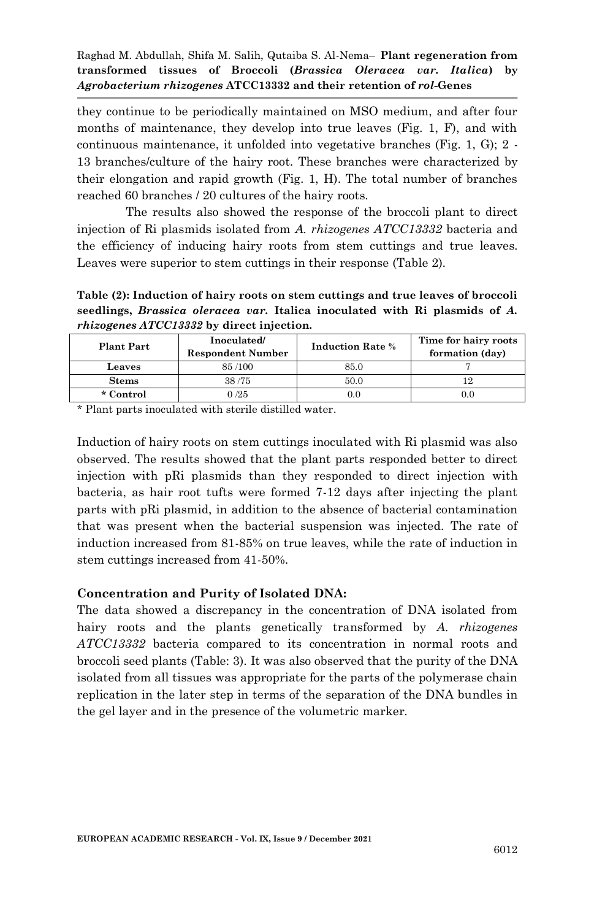they continue to be periodically maintained on MSO medium, and after four months of maintenance, they develop into true leaves (Fig. 1, F), and with continuous maintenance, it unfolded into vegetative branches (Fig. 1, G); 2 - 13 branches/culture of the hairy root. These branches were characterized by their elongation and rapid growth (Fig. 1, H). The total number of branches reached 60 branches / 20 cultures of the hairy roots.

The results also showed the response of the broccoli plant to direct injection of Ri plasmids isolated from *A. rhizogenes ATCC13332* bacteria and the efficiency of inducing hairy roots from stem cuttings and true leaves. Leaves were superior to stem cuttings in their response (Table 2).

**Table (2): Induction of hairy roots on stem cuttings and true leaves of broccoli seedlings, *Brassica oleracea var.* Italica inoculated with Ri plasmids of *A. rhizogenes ATCC13332* by direct injection.**

| Plant Part | Inoculated/ Respondent Number | Induction Rate % | Time for hairy roots formation (day) |
|---|---|---|---|
| Leaves | 85 /100 | 85.0 | 7 |
| Stems | 38 /75 | 50.0 | 12 |
| * Control | 0 /25 | 0.0 | 0.0 |

\* Plant parts inoculated with sterile distilled water.

Induction of hairy roots on stem cuttings inoculated with Ri plasmid was also observed. The results showed that the plant parts responded better to direct injection with pRi plasmids than they responded to direct injection with bacteria, as hair root tufts were formed 7-12 days after injecting the plant parts with pRi plasmid, in addition to the absence of bacterial contamination that was present when the bacterial suspension was injected. The rate of induction increased from 81-85% on true leaves, while the rate of induction in stem cuttings increased from 41-50%.

### Concentration and Purity of Isolated DNA:

The data showed a discrepancy in the concentration of DNA isolated from hairy roots and the plants genetically transformed by *A. rhizogenes ATCC13332* bacteria compared to its concentration in normal roots and broccoli seed plants (Table: 3). It was also observed that the purity of the DNA isolated from all tissues was appropriate for the parts of the polymerase chain replication in the later step in terms of the separation of the DNA bundles in the gel layer and in the presence of the volumetric marker.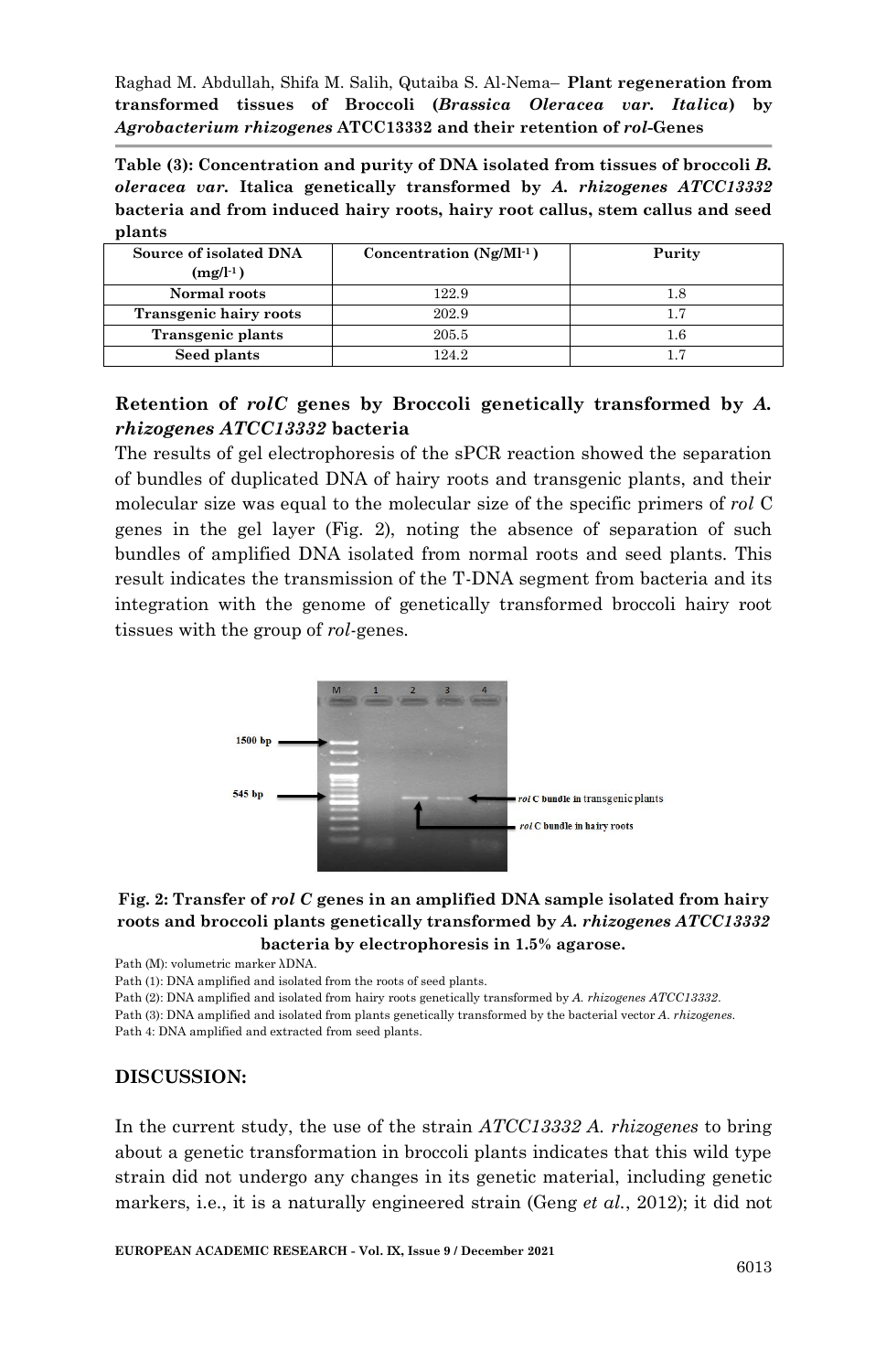**Table (3): Concentration and purity of DNA isolated from tissues of broccoli *B. oleracea var.* Italica genetically transformed by *A. rhizogenes ATCC13332* bacteria and from induced hairy roots, hairy root callus, stem callus and seed plants**

| Source of isolated DNA ($mg/l^{-1}$) | Concentration ($Ng/Ml^{-1}$) | Purity |
|---|---|---|
| Normal roots | 122.9 | 1.8 |
| Transgenic hairy roots | 202.9 | 1.7 |
| Transgenic plants | 205.5 | 1.6 |
| Seed plants | 124.2 | 1.7 |

## Retention of *rolC* genes by Broccoli genetically transformed by *A. rhizogenes ATCC13332* bacteria

The results of gel electrophoresis of the sPCR reaction showed the separation of bundles of duplicated DNA of hairy roots and transgenic plants, and their molecular size was equal to the molecular size of the specific primers of *rol* C genes in the gel layer (Fig. 2), noting the absence of separation of such bundles of amplified DNA isolated from normal roots and seed plants. This result indicates the transmission of the T-DNA segment from bacteria and its integration with the genome of genetically transformed broccoli hairy root tissues with the group of *rol*-genes.

M 1 2 3 4

1500 bp

545 bp

*rol* C bundle in transgenic plants

*rol* C bundle in hairy roots

**Fig. 2: Transfer of *rol C* genes in an amplified DNA sample isolated from hairy roots and broccoli plants genetically transformed by *A. rhizogenes ATCC13332* bacteria by electrophoresis in 1.5% agarose.**

Path (M): volumetric marker λDNA.

Path (1): DNA amplified and isolated from the roots of seed plants.

Path (2): DNA amplified and isolated from hairy roots genetically transformed by *A. rhizogenes ATCC13332*.

Path (3): DNA amplified and isolated from plants genetically transformed by the bacterial vector *A. rhizogenes*.

Path 4: DNA amplified and extracted from seed plants.

## DISCUSSION:

In the current study, the use of the strain *ATCC13332 A. rhizogenes* to bring about a genetic transformation in broccoli plants indicates that this wild type strain did not undergo any changes in its genetic material, including genetic markers, i.e., it is a naturally engineered strain (Geng *et al.*, 2012); it did not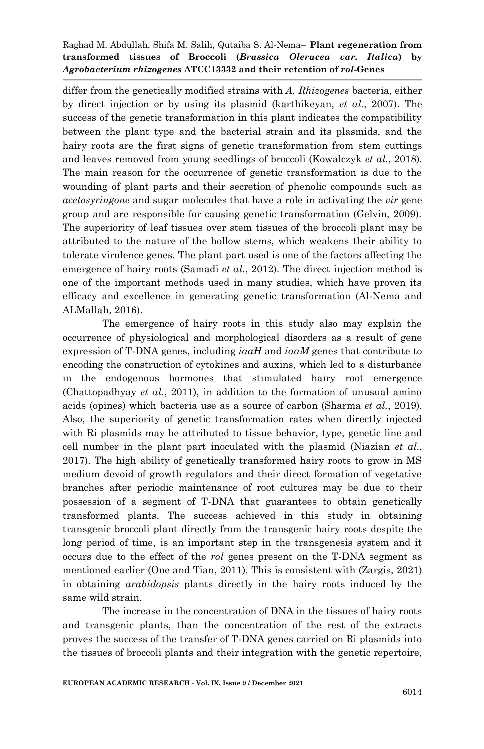differ from the genetically modified strains with *A. Rhizogenes* bacteria, either by direct injection or by using its plasmid (karthikeyan, *et al.*, 2007). The success of the genetic transformation in this plant indicates the compatibility between the plant type and the bacterial strain and its plasmids, and the hairy roots are the first signs of genetic transformation from stem cuttings and leaves removed from young seedlings of broccoli (Kowalczyk *et al.*, 2018). The main reason for the occurrence of genetic transformation is due to the wounding of plant parts and their secretion of phenolic compounds such as *acetosyringone* and sugar molecules that have a role in activating the *vir* gene group and are responsible for causing genetic transformation (Gelvin, 2009). The superiority of leaf tissues over stem tissues of the broccoli plant may be attributed to the nature of the hollow stems, which weakens their ability to tolerate virulence genes. The plant part used is one of the factors affecting the emergence of hairy roots (Samadi *et al.*, 2012). The direct injection method is one of the important methods used in many studies, which have proven its efficacy and excellence in generating genetic transformation (Al-Nema and ALMallah, 2016).

The emergence of hairy roots in this study also may explain the occurrence of physiological and morphological disorders as a result of gene expression of T-DNA genes, including *iaaH* and *iaaM* genes that contribute to encoding the construction of cytokines and auxins, which led to a disturbance in the endogenous hormones that stimulated hairy root emergence (Chattopadhyay *et al.*, 2011), in addition to the formation of unusual amino acids (opines) which bacteria use as a source of carbon (Sharma *et al.*, 2019). Also, the superiority of genetic transformation rates when directly injected with Ri plasmids may be attributed to tissue behavior, type, genetic line and cell number in the plant part inoculated with the plasmid (Niazian *et al.*, 2017). The high ability of genetically transformed hairy roots to grow in MS medium devoid of growth regulators and their direct formation of vegetative branches after periodic maintenance of root cultures may be due to their possession of a segment of T-DNA that guarantees to obtain genetically transformed plants. The success achieved in this study in obtaining transgenic broccoli plant directly from the transgenic hairy roots despite the long period of time, is an important step in the transgenesis system and it occurs due to the effect of the *rol* genes present on the T-DNA segment as mentioned earlier (One and Tian, 2011). This is consistent with (Zargis, 2021) in obtaining *arabidopsis* plants directly in the hairy roots induced by the same wild strain.

The increase in the concentration of DNA in the tissues of hairy roots and transgenic plants, than the concentration of the rest of the extracts proves the success of the transfer of T-DNA genes carried on Ri plasmids into the tissues of broccoli plants and their integration with the genetic repertoire,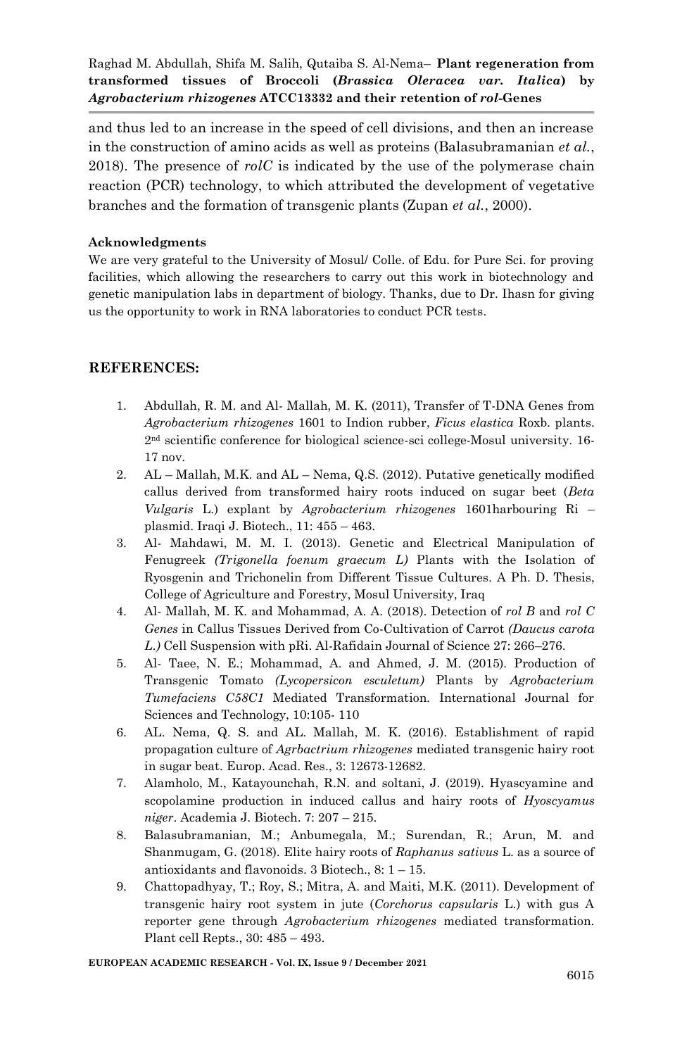and thus led to an increase in the speed of cell divisions, and then an increase in the construction of amino acids as well as proteins (Balasubramanian *et al.*, 2018). The presence of *rolC* is indicated by the use of the polymerase chain reaction (PCR) technology, to which attributed the development of vegetative branches and the formation of transgenic plants (Zupan *et al.*, 2000).

**Acknowledgments**

We are very grateful to the University of Mosul/ Colle. of Edu. for Pure Sci. for proving facilities, which allowing the researchers to carry out this work in biotechnology and genetic manipulation labs in department of biology. Thanks, due to Dr. Ihasn for giving us the opportunity to work in RNA laboratories to conduct PCR tests.

## REFERENCES:

1. Abdullah, R. M. and Al- Mallah, M. K. (2011), Transfer of T-DNA Genes from *Agrobacterium rhizogenes* 1601 to Indion rubber, *Ficus elastica* Roxb. plants. 2nd scientific conference for biological science-sci college-Mosul university. 16-17 nov.
2. AL – Mallah, M.K. and AL – Nema, Q.S. (2012). Putative genetically modified callus derived from transformed hairy roots induced on sugar beet (*Beta Vulgaris* L.) explant by *Agrobacterium rhizogenes* 1601harbouring Ri – plasmid. Iraqi J. Biotech., 11: 455 – 463.
3. Al- Mahdawi, M. M. I. (2013). Genetic and Electrical Manipulation of Fenugreek *(Trigonella foenum graecum L)* Plants with the Isolation of Ryosgenin and Trichonelin from Different Tissue Cultures. A Ph. D. Thesis, College of Agriculture and Forestry, Mosul University, Iraq
4. Al- Mallah, M. K. and Mohammad, A. A. (2018). Detection of *rol B* and *rol C Genes* in Callus Tissues Derived from Co-Cultivation of Carrot *(Daucus carota L.)* Cell Suspension with pRi. Al-Rafidain Journal of Science 27: 266–276.
5. Al- Taee, N. E.; Mohammad, A. and Ahmed, J. M. (2015). Production of Transgenic Tomato *(Lycopersicon esculetum)* Plants by *Agrobacterium Tumefaciens C58C1* Mediated Transformation. International Journal for Sciences and Technology, 10:105- 110
6. AL. Nema, Q. S. and AL. Mallah, M. K. (2016). Establishment of rapid propagation culture of *Agrbactrium rhizogenes* mediated transgenic hairy root in sugar beat. Europ. Acad. Res., 3: 12673-12682.
7. Alamholo, M., Katayounchah, R.N. and soltani, J. (2019). Hyascyamine and scopolamine production in induced callus and hairy roots of *Hyoscyamus niger*. Academia J. Biotech. 7: 207 – 215.
8. Balasubramanian, M.; Anbumegala, M.; Surendan, R.; Arun, M. and Shanmugam, G. (2018). Elite hairy roots of *Raphanus sativus* L. as a source of antioxidants and flavonoids. 3 Biotech., 8: 1 – 15.
9. Chattopadhyay, T.; Roy, S.; Mitra, A. and Maiti, M.K. (2011). Development of transgenic hairy root system in jute (*Corchorus capsularis* L.) with gus A reporter gene through *Agrobacterium rhizogenes* mediated transformation. Plant cell Repts., 30: 485 – 493.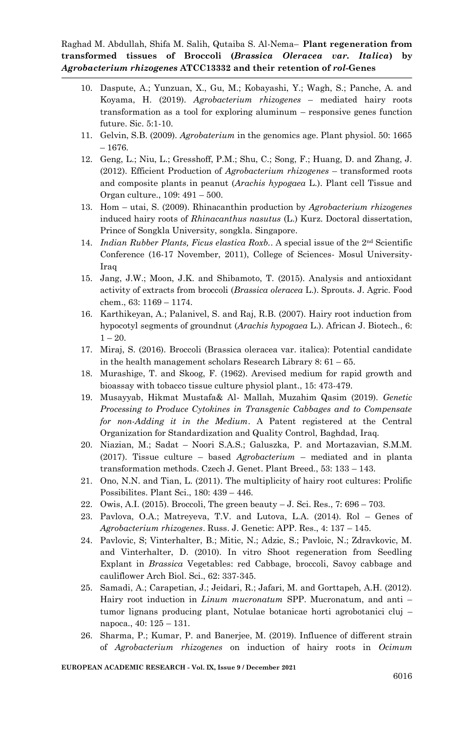10. Daspute, A.; Yunzuan, X., Gu, M.; Kobayashi, Y.; Wagh, S.; Panche, A. and Koyama, H. (2019). *Agrobacterium rhizogenes* – mediated hairy roots transformation as a tool for exploring aluminum – responsive genes function future. Sic. 5:1-10.
11. Gelvin, S.B. (2009). *Agrobaterium* in the genomics age. Plant physiol. 50: 1665 – 1676.
12. Geng, L.; Niu, L.; Gresshoff, P.M.; Shu, C.; Song, F.; Huang, D. and Zhang, J. (2012). Efficient Production of *Agrobacterium rhizogenes* – transformed roots and composite plants in peanut (*Arachis hypogaea* L.). Plant cell Tissue and Organ culture., 109: 491 – 500.
13. Hom – utai, S. (2009). Rhinacanthin production by *Agrobacterium rhizogenes* induced hairy roots of *Rhinacanthus nasutus* (L.) Kurz. Doctoral dissertation, Prince of Songkla University, songkla. Singapore.
14. *Indian Rubber Plants, Ficus elastica Roxb.*. A special issue of the 2nd Scientific Conference (16-17 November, 2011), College of Sciences- Mosul University-Iraq
15. Jang, J.W.; Moon, J.K. and Shibamoto, T. (2015). Analysis and antioxidant activity of extracts from broccoli (*Brassica oleracea* L.). Sprouts. J. Agric. Food chem., 63: 1169 – 1174.
16. Karthikeyan, A.; Palanivel, S. and Raj, R.B. (2007). Hairy root induction from hypocotyl segments of groundnut (*Arachis hypogaea* L.). African J. Biotech., 6: 1 – 20.
17. Miraj, S. (2016). Broccoli (Brassica oleracea var. italica): Potential candidate in the health management scholars Research Library 8: 61 – 65.
18. Murashige, T. and Skoog, F. (1962). Arevised medium for rapid growth and bioassay with tobacco tissue culture physiol plant., 15: 473-479.
19. Musayyab, Hikmat Mustafa& Al- Mallah, Muzahim Qasim (2019). *Genetic Processing to Produce Cytokines in Transgenic Cabbages and to Compensate for non-Adding it in the Medium*. A Patent registered at the Central Organization for Standardization and Quality Control, Baghdad, Iraq.
20. Niazian, M.; Sadat – Noori S.A.S.; Galuszka, P. and Mortazavian, S.M.M. (2017). Tissue culture – based *Agrobacterium* – mediated and in planta transformation methods. Czech J. Genet. Plant Breed., 53: 133 – 143.
21. Ono, N.N. and Tian, L. (2011). The multiplicity of hairy root cultures: Prolific Possibilites. Plant Sci., 180: 439 – 446.
22. Owis, A.I. (2015). Broccoli, The green beauty – J. Sci. Res., 7: 696 – 703.
23. Pavlova, O.A.; Matreyeva, T.V. and Lutova, L.A. (2014). Rol – Genes of *Agrobacterium rhizogenes*. Russ. J. Genetic: APP. Res., 4: 137 – 145.
24. Pavlovic, S; Vinterhalter, B.; Mitic, N.; Adzic, S.; Pavloic, N.; Zdravkovic, M. and Vinterhalter, D. (2010). In vitro Shoot regeneration from Seedling Explant in *Brassica* Vegetables: red Cabbage, broccoli, Savoy cabbage and cauliflower Arch Biol. Sci., 62: 337-345.
25. Samadi, A.; Carapetian, J.; Jeidari, R.; Jafari, M. and Gorttapeh, A.H. (2012). Hairy root induction in *Linum mucronatum* SPP. Mucronatum, and anti – tumor lignans producing plant, Notulae botanicae horti agrobotanici cluj – napoca., 40: 125 – 131.
26. Sharma, P.; Kumar, P. and Banerjee, M. (2019). Influence of different strain of *Agrobacterium rhizogenes* on induction of hairy roots in *Ocimum*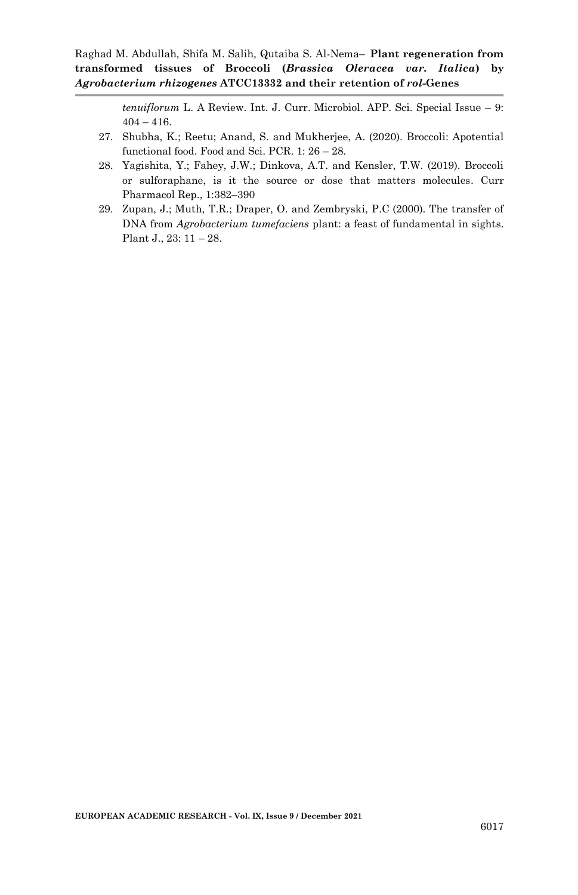*tenuiflorum* L. A Review. Int. J. Curr. Microbiol. APP. Sci. Special Issue – 9: 404 – 416.

27. Shubha, K.; Reetu; Anand, S. and Mukherjee, A. (2020). Broccoli: Apotential functional food. Food and Sci. PCR. 1: 26 – 28.
28. Yagishita, Y.; Fahey, J.W.; Dinkova, A.T. and Kensler, T.W. (2019). Broccoli or sulforaphane, is it the source or dose that matters molecules. Curr Pharmacol Rep., 1:382–390
29. Zupan, J.; Muth, T.R.; Draper, O. and Zembryski, P.C (2000). The transfer of DNA from *Agrobacterium tumefaciens* plant: a feast of fundamental in sights. Plant J., 23: 11 – 28.